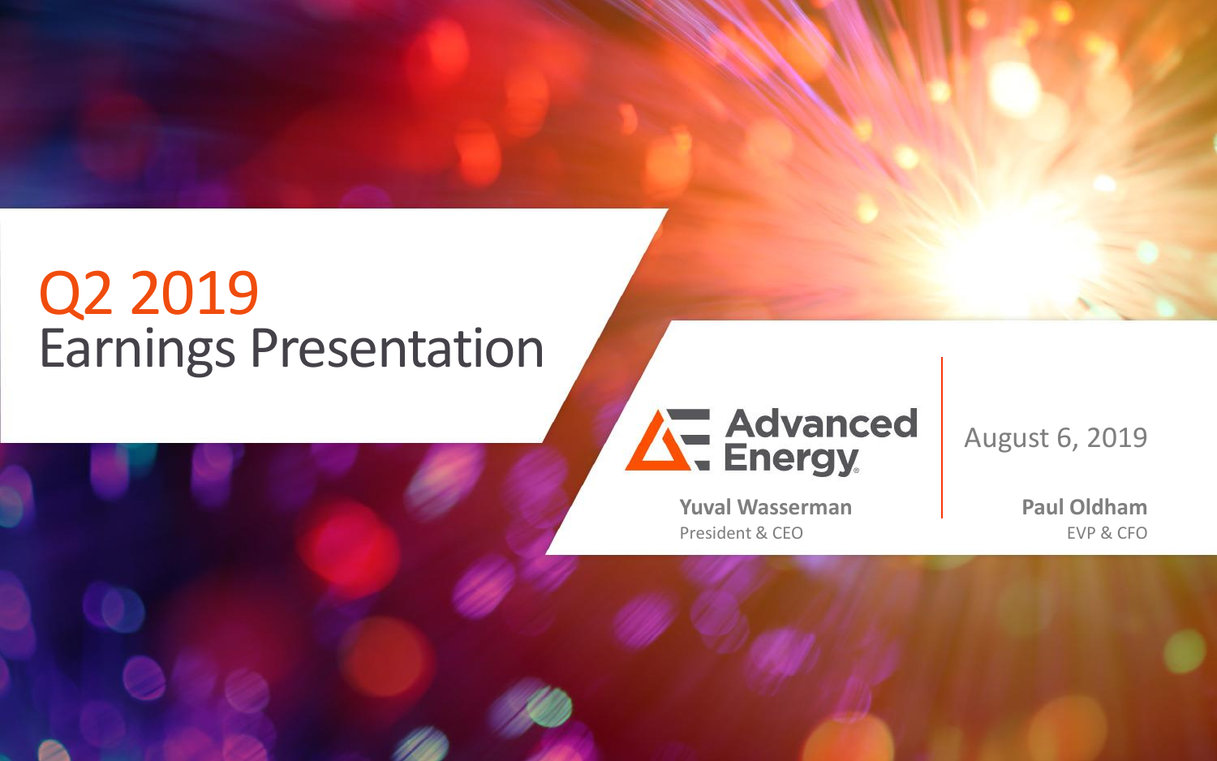# Q2 2019
## Earnings Presentation

Advanced Energy

August 6, 2019

**Yuval Wasserman**
President & CEO

**Paul Oldham**
EVP & CFO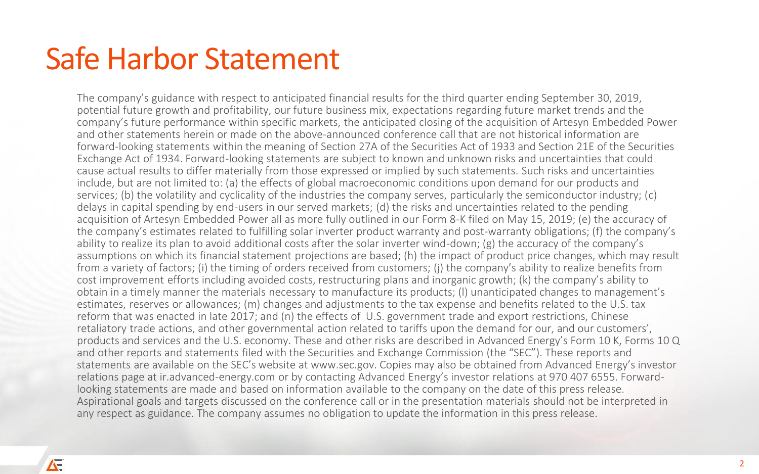# Safe Harbor Statement

The company's guidance with respect to anticipated financial results for the third quarter ending September 30, 2019, potential future growth and profitability, our future business mix, expectations regarding future market trends and the company's future performance within specific markets, the anticipated closing of the acquisition of Artesyn Embedded Power and other statements herein or made on the above-announced conference call that are not historical information are forward-looking statements within the meaning of Section 27A of the Securities Act of 1933 and Section 21E of the Securities Exchange Act of 1934. Forward-looking statements are subject to known and unknown risks and uncertainties that could cause actual results to differ materially from those expressed or implied by such statements. Such risks and uncertainties include, but are not limited to: (a) the effects of global macroeconomic conditions upon demand for our products and services; (b) the volatility and cyclicality of the industries the company serves, particularly the semiconductor industry; (c) delays in capital spending by end-users in our served markets; (d) the risks and uncertainties related to the pending acquisition of Artesyn Embedded Power all as more fully outlined in our Form 8-K filed on May 15, 2019; (e) the accuracy of the company's estimates related to fulfilling solar inverter product warranty and post-warranty obligations; (f) the company's ability to realize its plan to avoid additional costs after the solar inverter wind-down; (g) the accuracy of the company's assumptions on which its financial statement projections are based; (h) the impact of product price changes, which may result from a variety of factors; (i) the timing of orders received from customers; (j) the company's ability to realize benefits from cost improvement efforts including avoided costs, restructuring plans and inorganic growth; (k) the company's ability to obtain in a timely manner the materials necessary to manufacture its products; (l) unanticipated changes to management's estimates, reserves or allowances; (m) changes and adjustments to the tax expense and benefits related to the U.S. tax reform that was enacted in late 2017; and (n) the effects of U.S. government trade and export restrictions, Chinese retaliatory trade actions, and other governmental action related to tariffs upon the demand for our, and our customers', products and services and the U.S. economy. These and other risks are described in Advanced Energy's Form 10 K, Forms 10 Q and other reports and statements filed with the Securities and Exchange Commission (the "SEC"). These reports and statements are available on the SEC's website at www.sec.gov. Copies may also be obtained from Advanced Energy's investor relations page at ir.advanced-energy.com or by contacting Advanced Energy's investor relations at 970 407 6555. Forward-looking statements are made and based on information available to the company on the date of this press release. Aspirational goals and targets discussed on the conference call or in the presentation materials should not be interpreted in any respect as guidance. The company assumes no obligation to update the information in this press release.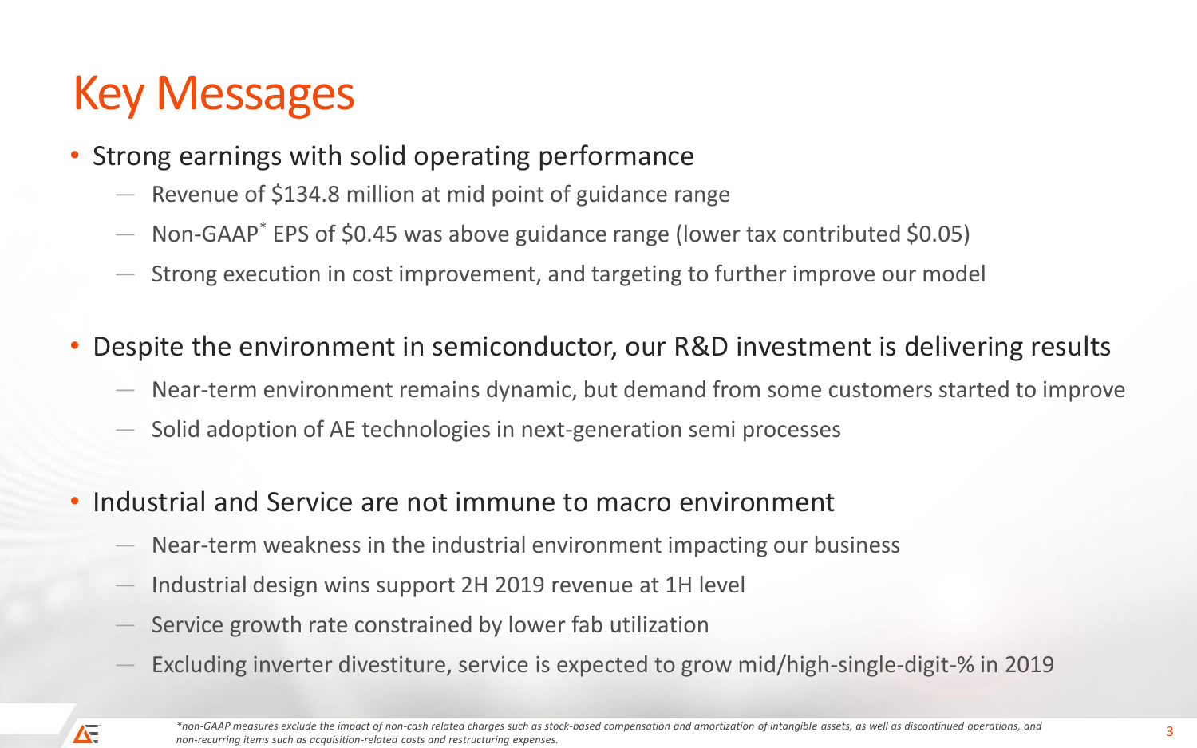# Key Messages

- Strong earnings with solid operating performance
  - Revenue of $134.8 million at mid point of guidance range
  - Non-GAAP* EPS of $0.45 was above guidance range (lower tax contributed $0.05)
  - Strong execution in cost improvement, and targeting to further improve our model
- Despite the environment in semiconductor, our R&D investment is delivering results
  - Near-term environment remains dynamic, but demand from some customers started to improve
  - Solid adoption of AE technologies in next-generation semi processes
- Industrial and Service are not immune to macro environment
  - Near-term weakness in the industrial environment impacting our business
  - Industrial design wins support 2H 2019 revenue at 1H level
  - Service growth rate constrained by lower fab utilization
  - Excluding inverter divestiture, service is expected to grow mid/high-single-digit-% in 2019

*\*non-GAAP measures exclude the impact of non-cash related charges such as stock-based compensation and amortization of intangible assets, as well as discontinued operations, and non-recurring items such as acquisition-related costs and restructuring expenses.*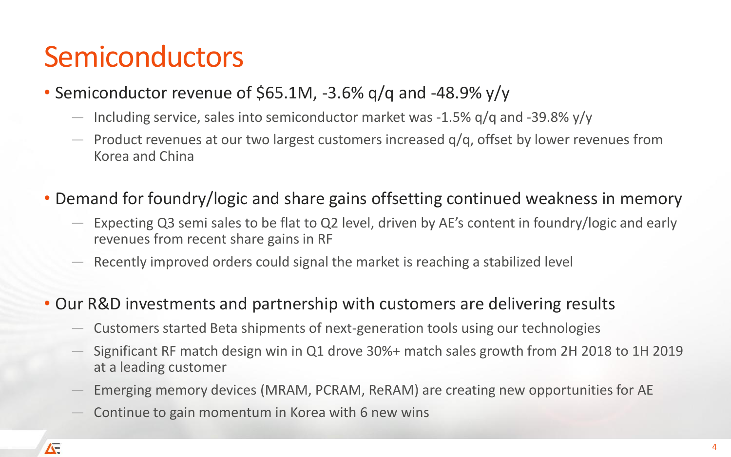# Semiconductors

- Semiconductor revenue of $65.1M, -3.6% q/q and -48.9% y/y
  - Including service, sales into semiconductor market was -1.5% q/q and -39.8% y/y
  - Product revenues at our two largest customers increased q/q, offset by lower revenues from Korea and China
- Demand for foundry/logic and share gains offsetting continued weakness in memory
  - Expecting Q3 semi sales to be flat to Q2 level, driven by AE's content in foundry/logic and early revenues from recent share gains in RF
  - Recently improved orders could signal the market is reaching a stabilized level
- Our R&D investments and partnership with customers are delivering results
  - Customers started Beta shipments of next-generation tools using our technologies
  - Significant RF match design win in Q1 drove 30%+ match sales growth from 2H 2018 to 1H 2019 at a leading customer
  - Emerging memory devices (MRAM, PCRAM, ReRAM) are creating new opportunities for AE
  - Continue to gain momentum in Korea with 6 new wins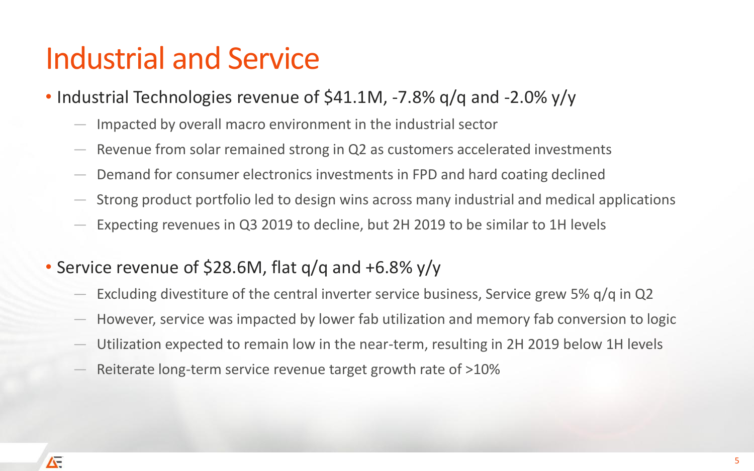# Industrial and Service

- Industrial Technologies revenue of $41.1M, -7.8% q/q and -2.0% y/y
  - Impacted by overall macro environment in the industrial sector
  - Revenue from solar remained strong in Q2 as customers accelerated investments
  - Demand for consumer electronics investments in FPD and hard coating declined
  - Strong product portfolio led to design wins across many industrial and medical applications
  - Expecting revenues in Q3 2019 to decline, but 2H 2019 to be similar to 1H levels
- Service revenue of $28.6M, flat q/q and +6.8% y/y
  - Excluding divestiture of the central inverter service business, Service grew 5% q/q in Q2
  - However, service was impacted by lower fab utilization and memory fab conversion to logic
  - Utilization expected to remain low in the near-term, resulting in 2H 2019 below 1H levels
  - Reiterate long-term service revenue target growth rate of >10%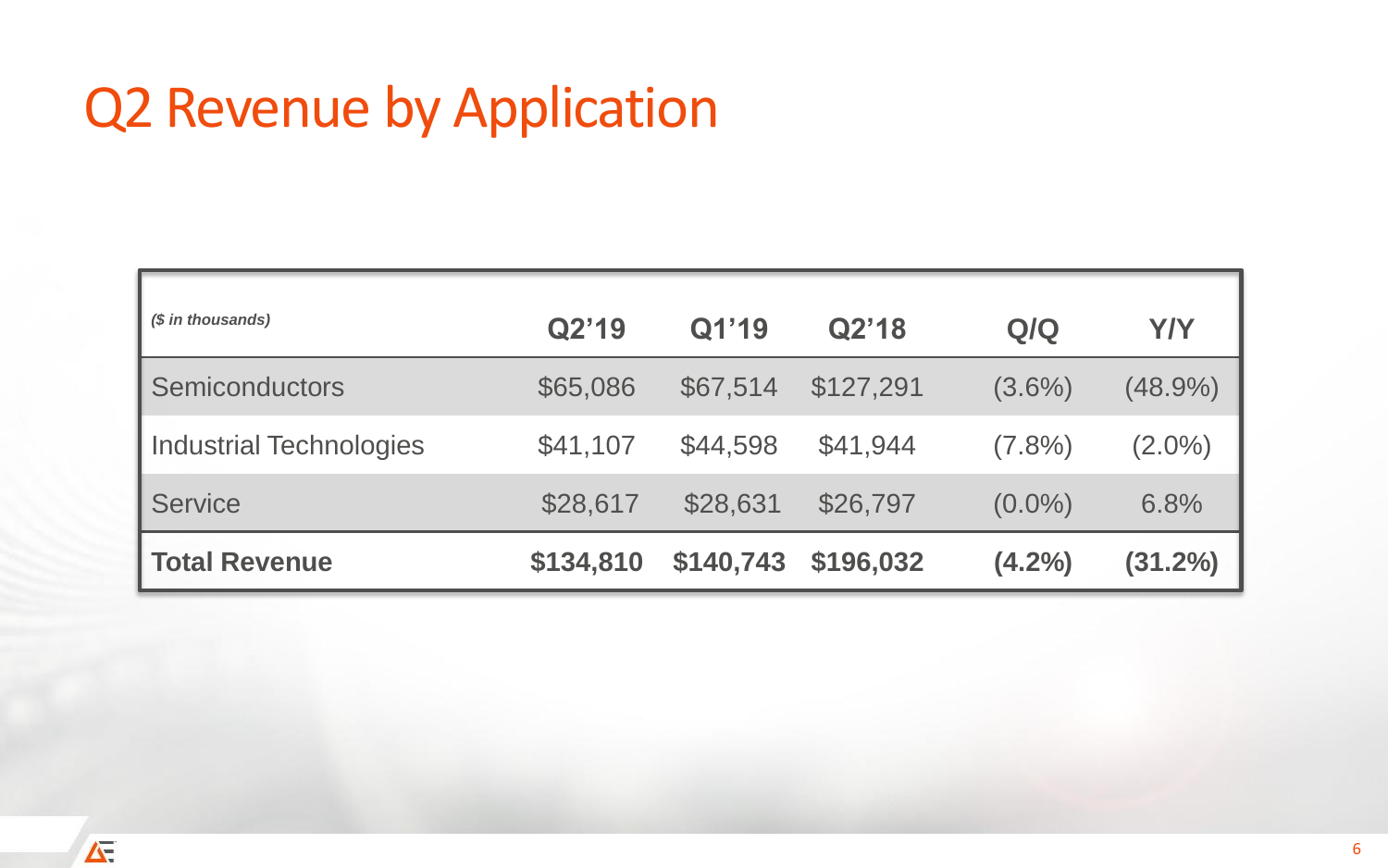# Q2 Revenue by Application

| *($ in thousands)* | Q2'19 | Q1'19 | Q2'18 | Q/Q | Y/Y |
|---|---|---|---|---|---|
| Semiconductors | $65,086 | $67,514 | $127,291 | (3.6%) | (48.9%) |
| Industrial Technologies | $41,107 | $44,598 | $41,944 | (7.8%) | (2.0%) |
| Service | $28,617 | $28,631 | $26,797 | (0.0%) | 6.8% |
| **Total Revenue** | **$134,810** | **$140,743** | **$196,032** | **(4.2%)** | **(31.2%)** |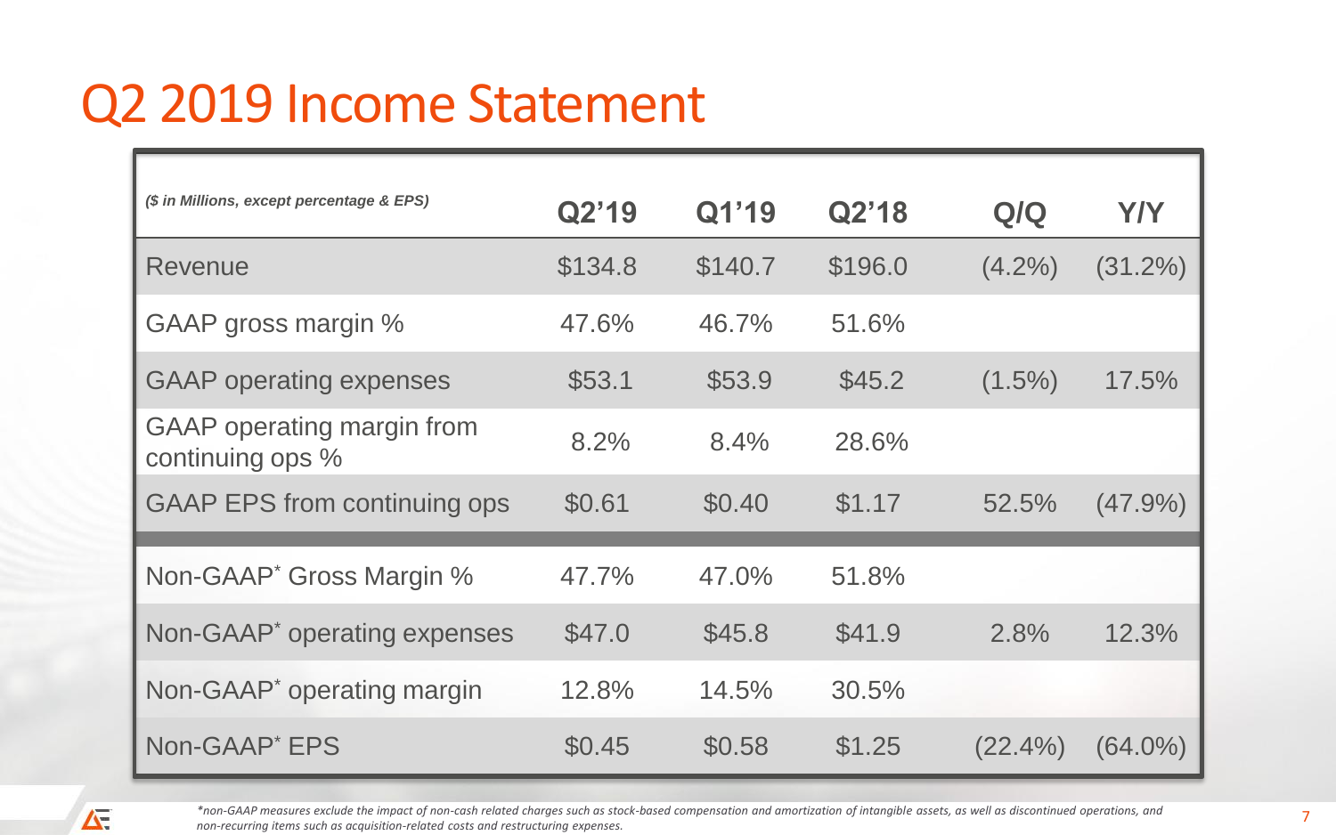# Q2 2019 Income Statement

| *($ in Millions, except percentage & EPS)* | Q2'19 | Q1'19 | Q2'18 | Q/Q | Y/Y |
|---|---|---|---|---|---|
| Revenue | $134.8 | $140.7 | $196.0 | (4.2%) | (31.2%) |
| GAAP gross margin % | 47.6% | 46.7% | 51.6% | | |
| GAAP operating expenses | $53.1 | $53.9 | $45.2 | (1.5%) | 17.5% |
| GAAP operating margin from continuing ops % | 8.2% | 8.4% | 28.6% | | |
| GAAP EPS from continuing ops | $0.61 | $0.40 | $1.17 | 52.5% | (47.9%) |
| Non-GAAP* Gross Margin % | 47.7% | 47.0% | 51.8% | | |
| Non-GAAP* operating expenses | $47.0 | $45.8 | $41.9 | 2.8% | 12.3% |
| Non-GAAP* operating margin | 12.8% | 14.5% | 30.5% | | |
| Non-GAAP* EPS | $0.45 | $0.58 | $1.25 | (22.4%) | (64.0%) |

*\*non-GAAP measures exclude the impact of non-cash related charges such as stock-based compensation and amortization of intangible assets, as well as discontinued operations, and non-recurring items such as acquisition-related costs and restructuring expenses.*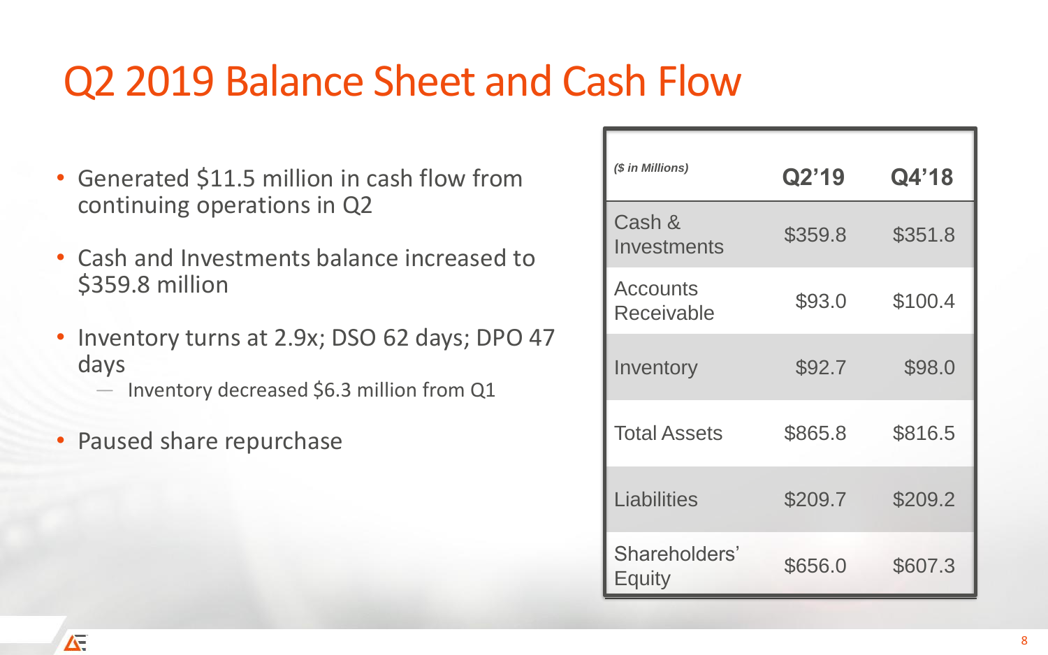# Q2 2019 Balance Sheet and Cash Flow

- Generated $11.5 million in cash flow from continuing operations in Q2
- Cash and Investments balance increased to $359.8 million
- Inventory turns at 2.9x; DSO 62 days; DPO 47 days
  - Inventory decreased $6.3 million from Q1
- Paused share repurchase

| *($ in Millions)* | **Q2'19** | **Q4'18** |
|---|---|---|
| Cash & Investments | $359.8 | $351.8 |
| Accounts Receivable | $93.0 | $100.4 |
| Inventory | $92.7 | $98.0 |
| Total Assets | $865.8 | $816.5 |
| Liabilities | $209.7 | $209.2 |
| Shareholders' Equity | $656.0 | $607.3 |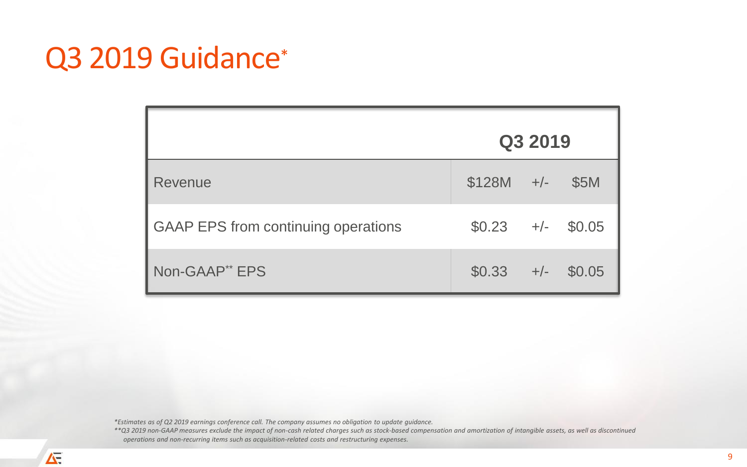# Q3 2019 Guidance*

| | Q3 2019 | | |
|---|---|---|---|
| Revenue | $128M | +/- | $5M |
| GAAP EPS from continuing operations | $0.23 | +/- | $0.05 |
| Non-GAAP** EPS | $0.33 | +/- | $0.05 |

*\*Estimates as of Q2 2019 earnings conference call. The company assumes no obligation to update guidance.*

*\*\*Q3 2019 non-GAAP measures exclude the impact of non-cash related charges such as stock-based compensation and amortization of intangible assets, as well as discontinued operations and non-recurring items such as acquisition-related costs and restructuring expenses.*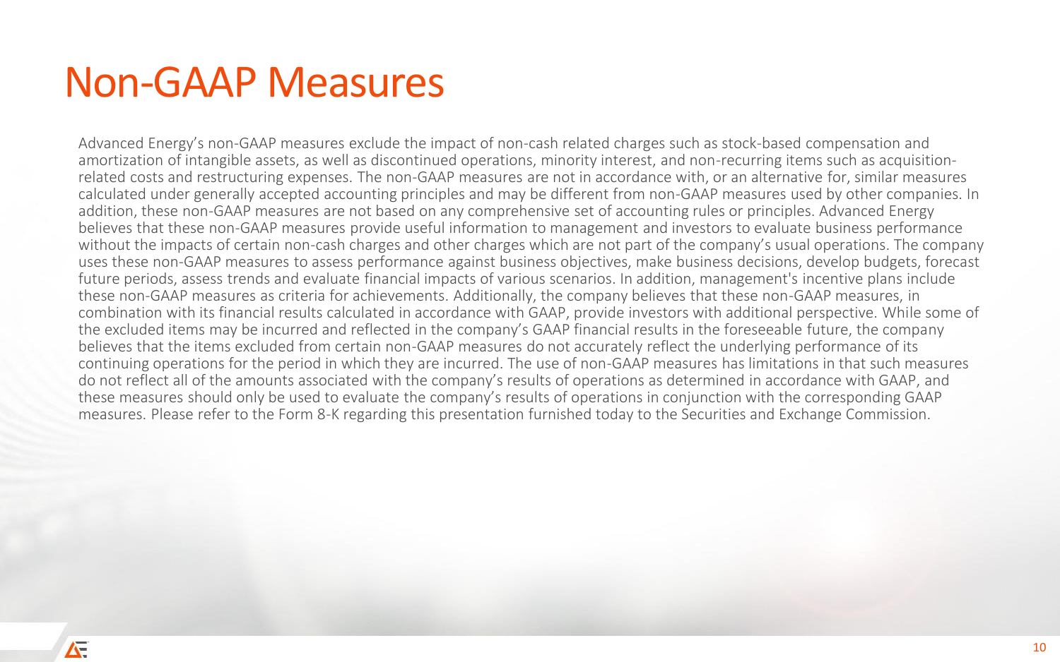# Non-GAAP Measures

Advanced Energy's non-GAAP measures exclude the impact of non-cash related charges such as stock-based compensation and amortization of intangible assets, as well as discontinued operations, minority interest, and non-recurring items such as acquisition-related costs and restructuring expenses. The non-GAAP measures are not in accordance with, or an alternative for, similar measures calculated under generally accepted accounting principles and may be different from non-GAAP measures used by other companies. In addition, these non-GAAP measures are not based on any comprehensive set of accounting rules or principles. Advanced Energy believes that these non-GAAP measures provide useful information to management and investors to evaluate business performance without the impacts of certain non-cash charges and other charges which are not part of the company's usual operations. The company uses these non-GAAP measures to assess performance against business objectives, make business decisions, develop budgets, forecast future periods, assess trends and evaluate financial impacts of various scenarios. In addition, management's incentive plans include these non-GAAP measures as criteria for achievements. Additionally, the company believes that these non-GAAP measures, in combination with its financial results calculated in accordance with GAAP, provide investors with additional perspective. While some of the excluded items may be incurred and reflected in the company's GAAP financial results in the foreseeable future, the company believes that the items excluded from certain non-GAAP measures do not accurately reflect the underlying performance of its continuing operations for the period in which they are incurred. The use of non-GAAP measures has limitations in that such measures do not reflect all of the amounts associated with the company's results of operations as determined in accordance with GAAP, and these measures should only be used to evaluate the company's results of operations in conjunction with the corresponding GAAP measures. Please refer to the Form 8-K regarding this presentation furnished today to the Securities and Exchange Commission.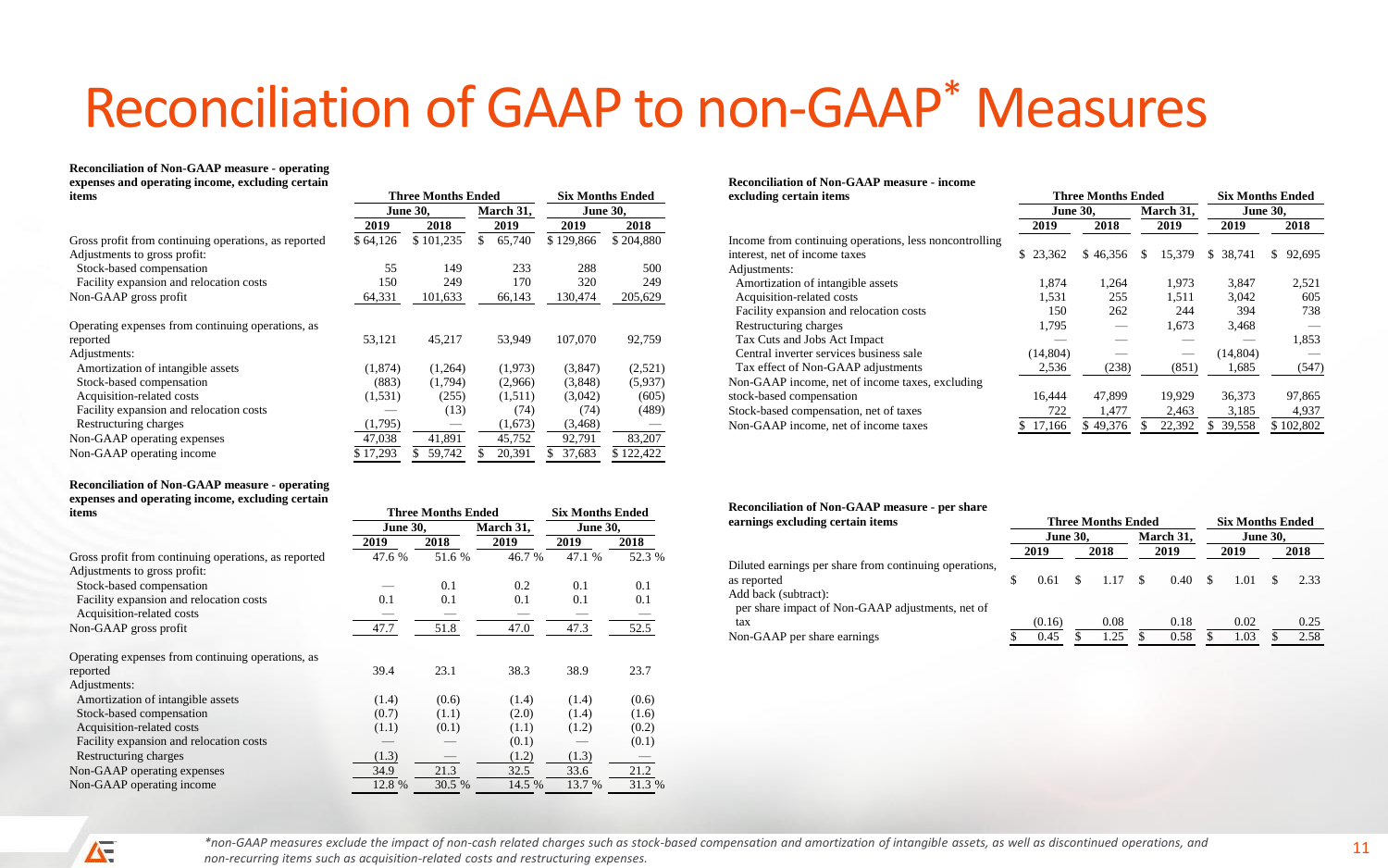# Reconciliation of GAAP to non-GAAP* Measures

**Reconciliation of Non-GAAP measure - operating expenses and operating income, excluding certain items**

| | Three Months Ended | | | Six Months Ended | |
|---|---|---|---|---|---|
| | June 30, | | March 31, | June 30, | |
| | 2019 | 2018 | 2019 | 2019 | 2018 |
| Gross profit from continuing operations, as reported | $ 64,126 | $ 101,235 | $ 65,740 | $ 129,866 | $ 204,880 |
| Adjustments to gross profit: | | | | | |
| Stock-based compensation | 55 | 149 | 233 | 288 | 500 |
| Facility expansion and relocation costs | 150 | 249 | 170 | 320 | 249 |
| Non-GAAP gross profit | 64,331 | 101,633 | 66,143 | 130,474 | 205,629 |
| Operating expenses from continuing operations, as reported | 53,121 | 45,217 | 53,949 | 107,070 | 92,759 |
| Adjustments: | | | | | |
| Amortization of intangible assets | (1,874) | (1,264) | (1,973) | (3,847) | (2,521) |
| Stock-based compensation | (883) | (1,794) | (2,966) | (3,848) | (5,937) |
| Acquisition-related costs | (1,531) | (255) | (1,511) | (3,042) | (605) |
| Facility expansion and relocation costs | — | (13) | (74) | (74) | (489) |
| Restructuring charges | (1,795) | — | (1,673) | (3,468) | — |
| Non-GAAP operating expenses | 47,038 | 41,891 | 45,752 | 92,791 | 83,207 |
| Non-GAAP operating income | $ 17,293 | $ 59,742 | $ 20,391 | $ 37,683 | $ 122,422 |

**Reconciliation of Non-GAAP measure - operating expenses and operating income, excluding certain items**

| | Three Months Ended | | | Six Months Ended | |
|---|---|---|---|---|---|
| | June 30, | | March 31, | June 30, | |
| | 2019 | 2018 | 2019 | 2019 | 2018 |
| Gross profit from continuing operations, as reported | 47.6 % | 51.6 % | 46.7 % | 47.1 % | 52.3 % |
| Adjustments to gross profit: | | | | | |
| Stock-based compensation | — | 0.1 | 0.2 | 0.1 | 0.1 |
| Facility expansion and relocation costs | 0.1 | 0.1 | 0.1 | 0.1 | 0.1 |
| Acquisition-related costs | — | — | — | — | — |
| Non-GAAP gross profit | 47.7 | 51.8 | 47.0 | 47.3 | 52.5 |
| Operating expenses from continuing operations, as reported | 39.4 | 23.1 | 38.3 | 38.9 | 23.7 |
| Adjustments: | | | | | |
| Amortization of intangible assets | (1.4) | (0.6) | (1.4) | (1.4) | (0.6) |
| Stock-based compensation | (0.7) | (1.1) | (2.0) | (1.4) | (1.6) |
| Acquisition-related costs | (1.1) | (0.1) | (1.1) | (1.2) | (0.2) |
| Facility expansion and relocation costs | — | — | (0.1) | — | (0.1) |
| Restructuring charges | (1.3) | — | (1.2) | (1.3) | — |
| Non-GAAP operating expenses | 34.9 | 21.3 | 32.5 | 33.6 | 21.2 |
| Non-GAAP operating income | 12.8 % | 30.5 % | 14.5 % | 13.7 % | 31.3 % |

**Reconciliation of Non-GAAP measure - income excluding certain items**

| | Three Months Ended | | | Six Months Ended | |
|---|---|---|---|---|---|
| | June 30, | | March 31, | June 30, | |
| | 2019 | 2018 | 2019 | 2019 | 2018 |
| Income from continuing operations, less noncontrolling interest, net of income taxes | $ 23,362 | $ 46,356 | $ 15,379 | $ 38,741 | $ 92,695 |
| Adjustments: | | | | | |
| Amortization of intangible assets | 1,874 | 1,264 | 1,973 | 3,847 | 2,521 |
| Acquisition-related costs | 1,531 | 255 | 1,511 | 3,042 | 605 |
| Facility expansion and relocation costs | 150 | 262 | 244 | 394 | 738 |
| Restructuring charges | 1,795 | — | 1,673 | 3,468 | — |
| Tax Cuts and Jobs Act Impact | — | — | — | — | 1,853 |
| Central inverter services business sale | (14,804) | — | — | (14,804) | — |
| Tax effect of Non-GAAP adjustments | 2,536 | (238) | (851) | 1,685 | (547) |
| Non-GAAP income, net of income taxes, excluding stock-based compensation | 16,444 | 47,899 | 19,929 | 36,373 | 97,865 |
| Stock-based compensation, net of taxes | 722 | 1,477 | 2,463 | 3,185 | 4,937 |
| Non-GAAP income, net of income taxes | $ 17,166 | $ 49,376 | $ 22,392 | $ 39,558 | $ 102,802 |

**Reconciliation of Non-GAAP measure - per share earnings excluding certain items**

| | Three Months Ended | | | Six Months Ended | |
|---|---|---|---|---|---|
| | June 30, | | March 31, | June 30, | |
| | 2019 | 2018 | 2019 | 2019 | 2018 |
| Diluted earnings per share from continuing operations, as reported | $ 0.61 | $ 1.17 | $ 0.40 | $ 1.01 | $ 2.33 |
| Add back (subtract): | | | | | |
| per share impact of Non-GAAP adjustments, net of tax | (0.16) | 0.08 | 0.18 | 0.02 | 0.25 |
| Non-GAAP per share earnings | $ 0.45 | $ 1.25 | $ 0.58 | $ 1.03 | $ 2.58 |

*non-GAAP measures exclude the impact of non-cash related charges such as stock-based compensation and amortization of intangible assets, as well as discontinued operations, and non-recurring items such as acquisition-related costs and restructuring expenses.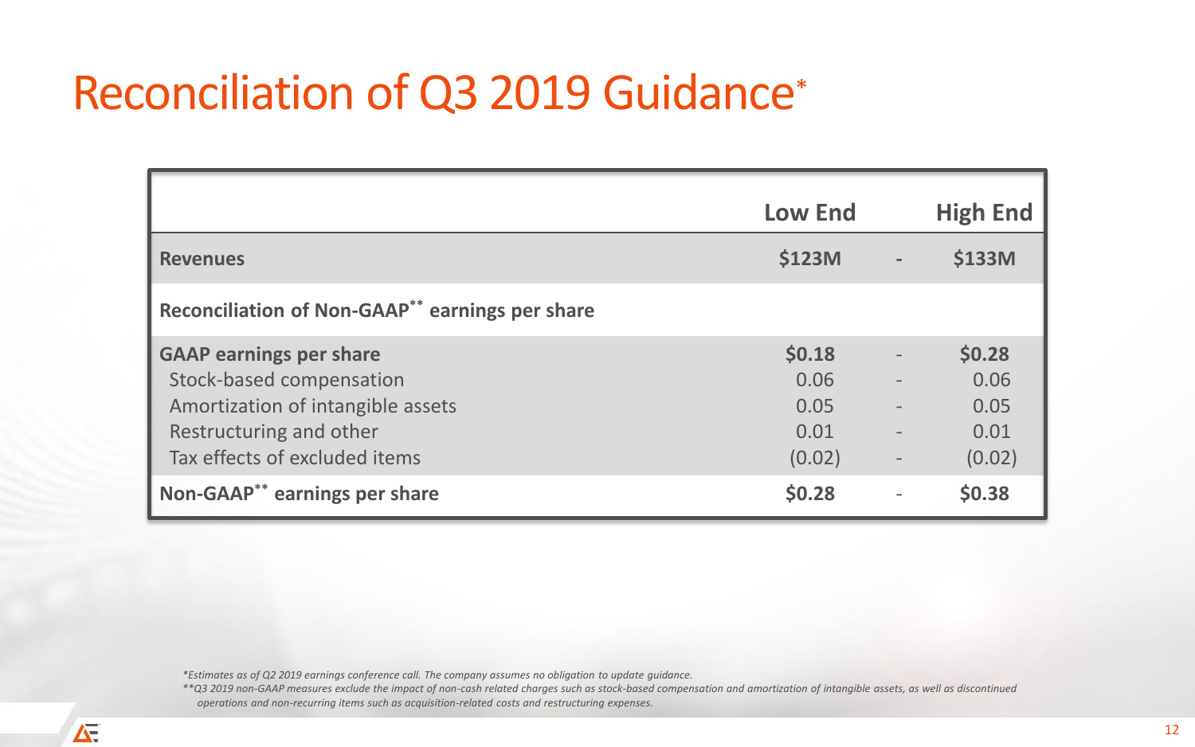# Reconciliation of Q3 2019 Guidance*

| | Low End | | High End |
|---|---|---|---|
| **Revenues** | **$123M** | **-** | **$133M** |
| **Reconciliation of Non-GAAP** ** **earnings per share** | | | |
| **GAAP earnings per share** | **$0.18** | - | **$0.28** |
| Stock-based compensation | 0.06 | - | 0.06 |
| Amortization of intangible assets | 0.05 | - | 0.05 |
| Restructuring and other | 0.01 | - | 0.01 |
| Tax effects of excluded items | (0.02) | - | (0.02) |
| **Non-GAAP** ** **earnings per share** | **$0.28** | - | **$0.38** |

*\*Estimates as of Q2 2019 earnings conference call. The company assumes no obligation to update guidance.*

*\*\*Q3 2019 non-GAAP measures exclude the impact of non-cash related charges such as stock-based compensation and amortization of intangible assets, as well as discontinued operations and non-recurring items such as acquisition-related costs and restructuring expenses.*